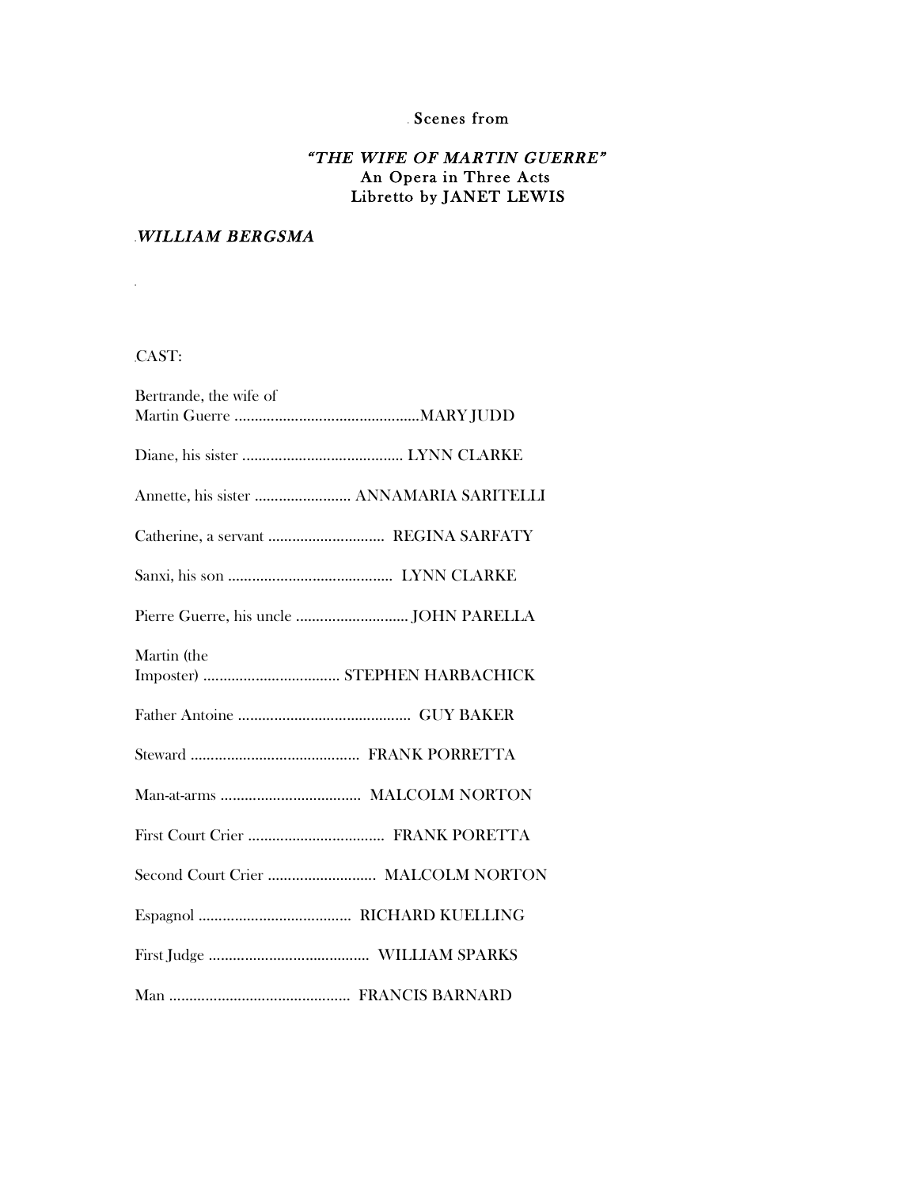Scenes from

# *"THE WIFE OF MARTIN GUERRE"*

An Opera in Three Acts
Libretto by JANET LEWIS

*WILLIAM BERGSMA*

CAST:

Bertrande, the wife of Martin Guerre .............................................MARY JUDD

Diane, his sister ........................................ LYNN CLARKE

Annette, his sister ........................ ANNAMARIA SARITELLI

Catherine, a servant ............................ REGINA SARFATY

Sanxi, his son ......................................... LYNN CLARKE

Pierre Guerre, his uncle ............................ JOHN PARELLA

Martin (the Imposter) .................................. STEPHEN HARBACHICK

Father Antoine ........................................... GUY BAKER

Steward .......................................... FRANK PORRETTA

Man-at-arms ................................... MALCOLM NORTON

First Court Crier .................................. FRANK PORETTA

Second Court Crier ........................... MALCOLM NORTON

Espagnol ...................................... RICHARD KUELLING

First Judge ........................................ WILLIAM SPARKS

Man ............................................ FRANCIS BARNARD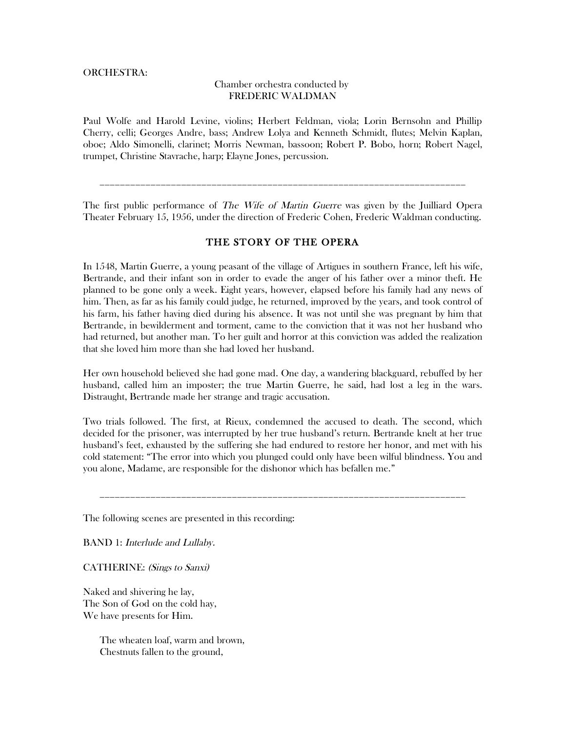ORCHESTRA:

Chamber orchestra conducted by
FREDERIC WALDMAN

Paul Wolfe and Harold Levine, violins; Herbert Feldman, viola; Lorin Bernsohn and Phillip Cherry, celli; Georges Andre, bass; Andrew Lolya and Kenneth Schmidt, flutes; Melvin Kaplan, oboe; Aldo Simonelli, clarinet; Morris Newman, bassoon; Robert P. Bobo, horn; Robert Nagel, trumpet, Christine Stavrache, harp; Elayne Jones, percussion.

---

The first public performance of *The Wife of Martin Guerre* was given by the Juilliard Opera Theater February 15, 1956, under the direction of Frederic Cohen, Frederic Waldman conducting.

## THE STORY OF THE OPERA

In 1548, Martin Guerre, a young peasant of the village of Artigues in southern France, left his wife, Bertrande, and their infant son in order to evade the anger of his father over a minor theft. He planned to be gone only a week. Eight years, however, elapsed before his family had any news of him. Then, as far as his family could judge, he returned, improved by the years, and took control of his farm, his father having died during his absence. It was not until she was pregnant by him that Bertrande, in bewilderment and torment, came to the conviction that it was not her husband who had returned, but another man. To her guilt and horror at this conviction was added the realization that she loved him more than she had loved her husband.

Her own household believed she had gone mad. One day, a wandering blackguard, rebuffed by her husband, called him an imposter; the true Martin Guerre, he said, had lost a leg in the wars. Distraught, Bertrande made her strange and tragic accusation.

Two trials followed. The first, at Rieux, condemned the accused to death. The second, which decided for the prisoner, was interrupted by her true husband's return. Bertrande knelt at her true husband's feet, exhausted by the suffering she had endured to restore her honor, and met with his cold statement: "The error into which you plunged could only have been wilful blindness. You and you alone, Madame, are responsible for the dishonor which has befallen me."

---

The following scenes are presented in this recording:

BAND 1: *Interlude and Lullaby.*

CATHERINE: *(Sings to Sanxi)*

Naked and shivering he lay,
The Son of God on the cold hay,
We have presents for Him.

The wheaten loaf, warm and brown,
Chestnuts fallen to the ground,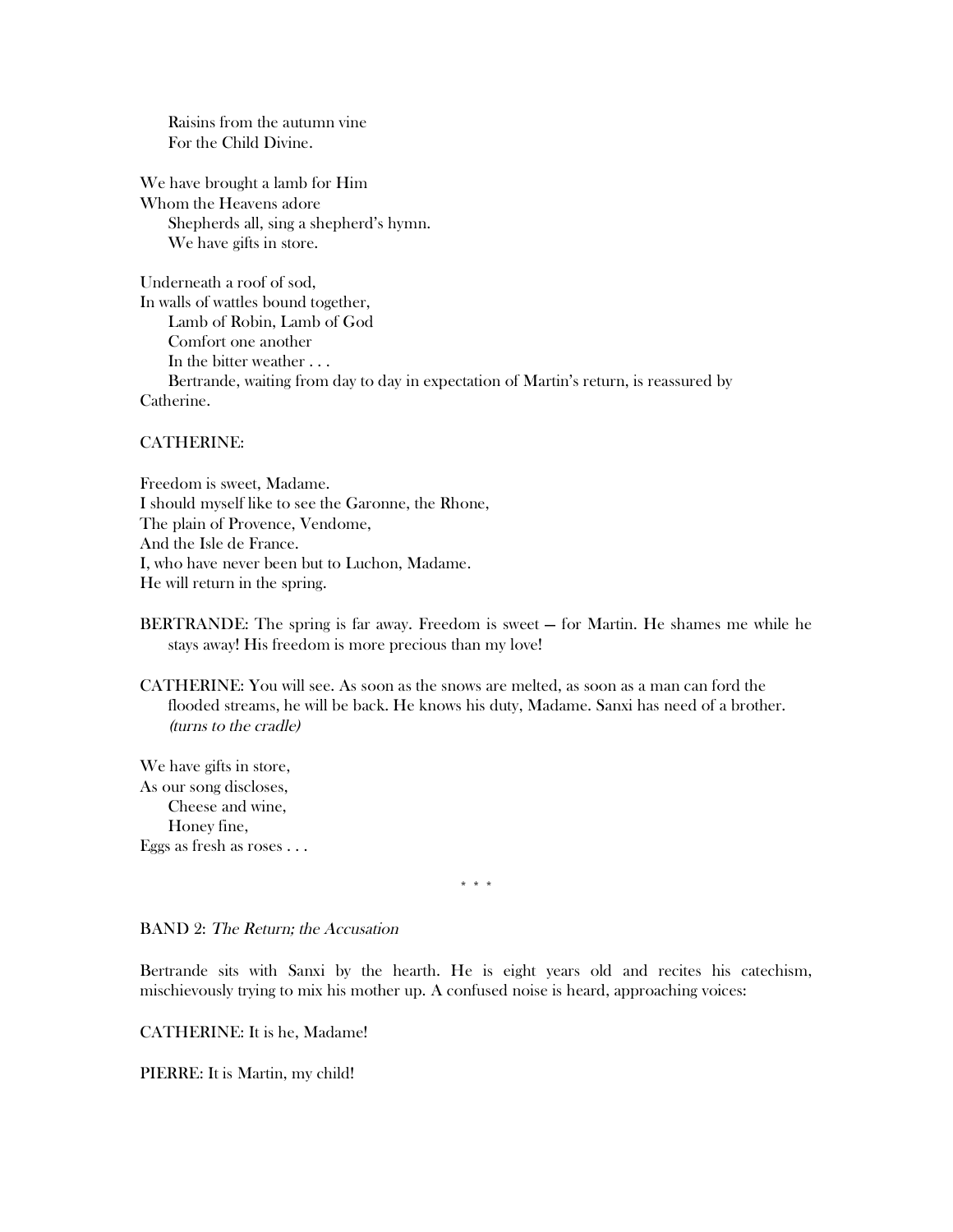Raisins from the autumn vine
For the Child Divine.

We have brought a lamb for Him
Whom the Heavens adore
Shepherds all, sing a shepherd's hymn.
We have gifts in store.

Underneath a roof of sod,
In walls of wattles bound together,
Lamb of Robin, Lamb of God
Comfort one another
In the bitter weather . . .

Bertrande, waiting from day to day in expectation of Martin's return, is reassured by Catherine.

CATHERINE:

Freedom is sweet, Madame.
I should myself like to see the Garonne, the Rhone,
The plain of Provence, Vendome,
And the Isle de France.
I, who have never been but to Luchon, Madame.
He will return in the spring.

BERTRANDE: The spring is far away. Freedom is sweet — for Martin. He shames me while he stays away! His freedom is more precious than my love!

CATHERINE: You will see. As soon as the snows are melted, as soon as a man can ford the flooded streams, he will be back. He knows his duty, Madame. Sanxi has need of a brother. *(turns to the cradle)*

We have gifts in store,
As our song discloses,
Cheese and wine,
Honey fine,
Eggs as fresh as roses . . .

\* \* \*

BAND 2: *The Return; the Accusation*

Bertrande sits with Sanxi by the hearth. He is eight years old and recites his catechism, mischievously trying to mix his mother up. A confused noise is heard, approaching voices:

CATHERINE: It is he, Madame!

PIERRE: It is Martin, my child!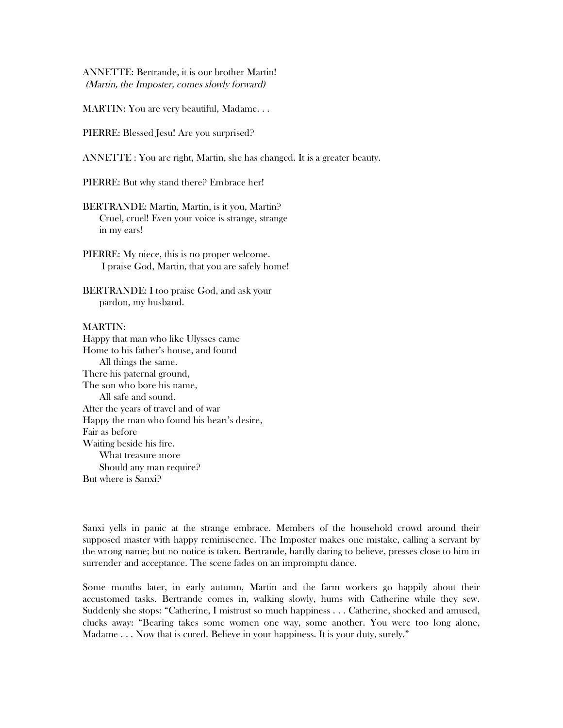ANNETTE: Bertrande, it is our brother Martin!
*(Martin, the Imposter, comes slowly forward)*

MARTIN: You are very beautiful, Madame. . .

PIERRE: Blessed Jesu! Are you surprised?

ANNETTE : You are right, Martin, she has changed. It is a greater beauty.

PIERRE: But why stand there? Embrace her!

BERTRANDE: Martin, Martin, is it you, Martin?
Cruel, cruel! Even your voice is strange, strange
in my ears!

PIERRE: My niece, this is no proper welcome.
I praise God, Martin, that you are safely home!

BERTRANDE: I too praise God, and ask your
pardon, my husband.

MARTIN:
Happy that man who like Ulysses came
Home to his father's house, and found
All things the same.
There his paternal ground,
The son who bore his name,
All safe and sound.
After the years of travel and of war
Happy the man who found his heart's desire,
Fair as before
Waiting beside his fire.
What treasure more
Should any man require?
But where is Sanxi?

Sanxi yells in panic at the strange embrace. Members of the household crowd around their supposed master with happy reminiscence. The Imposter makes one mistake, calling a servant by the wrong name; but no notice is taken. Bertrande, hardly daring to believe, presses close to him in surrender and acceptance. The scene fades on an impromptu dance.

Some months later, in early autumn, Martin and the farm workers go happily about their accustomed tasks. Bertrande comes in, walking slowly, hums with Catherine while they sew. Suddenly she stops: "Catherine, I mistrust so much happiness . . . Catherine, shocked and amused, clucks away: "Bearing takes some women one way, some another. You were too long alone, Madame . . . Now that is cured. Believe in your happiness. It is your duty, surely."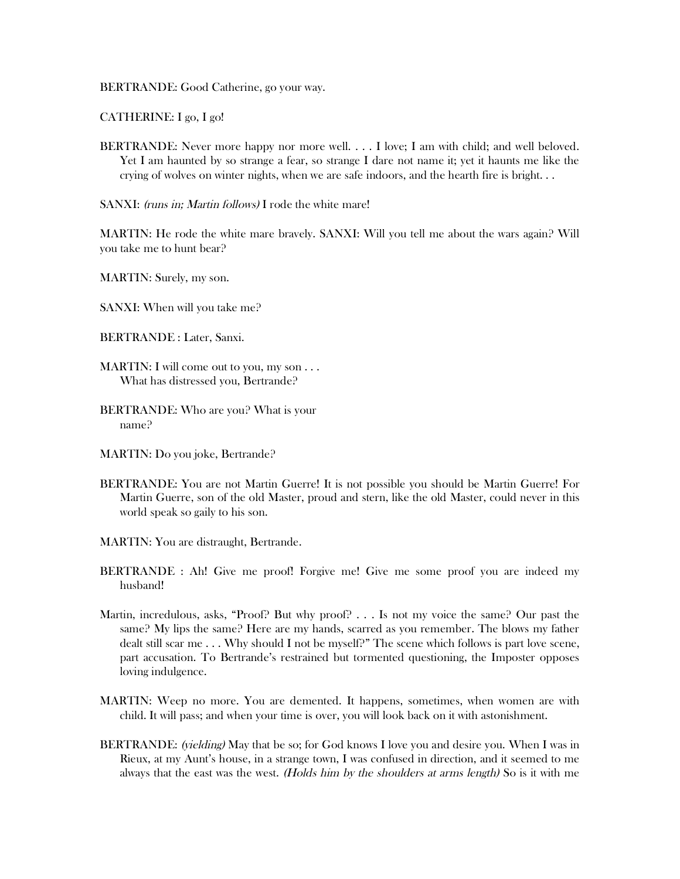BERTRANDE: Good Catherine, go your way.

CATHERINE: I go, I go!

BERTRANDE: Never more happy nor more well. . . . I love; I am with child; and well beloved. Yet I am haunted by so strange a fear, so strange I dare not name it; yet it haunts me like the crying of wolves on winter nights, when we are safe indoors, and the hearth fire is bright. . .

SANXI: *(runs in; Martin follows)* I rode the white mare!

MARTIN: He rode the white mare bravely. SANXI: Will you tell me about the wars again? Will you take me to hunt bear?

MARTIN: Surely, my son.

SANXI: When will you take me?

BERTRANDE : Later, Sanxi.

MARTIN: I will come out to you, my son . . .
What has distressed you, Bertrande?

BERTRANDE: Who are you? What is your name?

MARTIN: Do you joke, Bertrande?

BERTRANDE: You are not Martin Guerre! It is not possible you should be Martin Guerre! For Martin Guerre, son of the old Master, proud and stern, like the old Master, could never in this world speak so gaily to his son.

MARTIN: You are distraught, Bertrande.

BERTRANDE : Ah! Give me proof! Forgive me! Give me some proof you are indeed my husband!

Martin, incredulous, asks, "Proof? But why proof? . . . Is not my voice the same? Our past the same? My lips the same? Here are my hands, scarred as you remember. The blows my father dealt still scar me . . . Why should I not be myself?" The scene which follows is part love scene, part accusation. To Bertrande's restrained but tormented questioning, the Imposter opposes loving indulgence.

MARTIN: Weep no more. You are demented. It happens, sometimes, when women are with child. It will pass; and when your time is over, you will look back on it with astonishment.

BERTRANDE: *(yielding)* May that be so; for God knows I love you and desire you. When I was in Rieux, at my Aunt's house, in a strange town, I was confused in direction, and it seemed to me always that the east was the west. *(Holds him by the shoulders at arms length)* So is it with me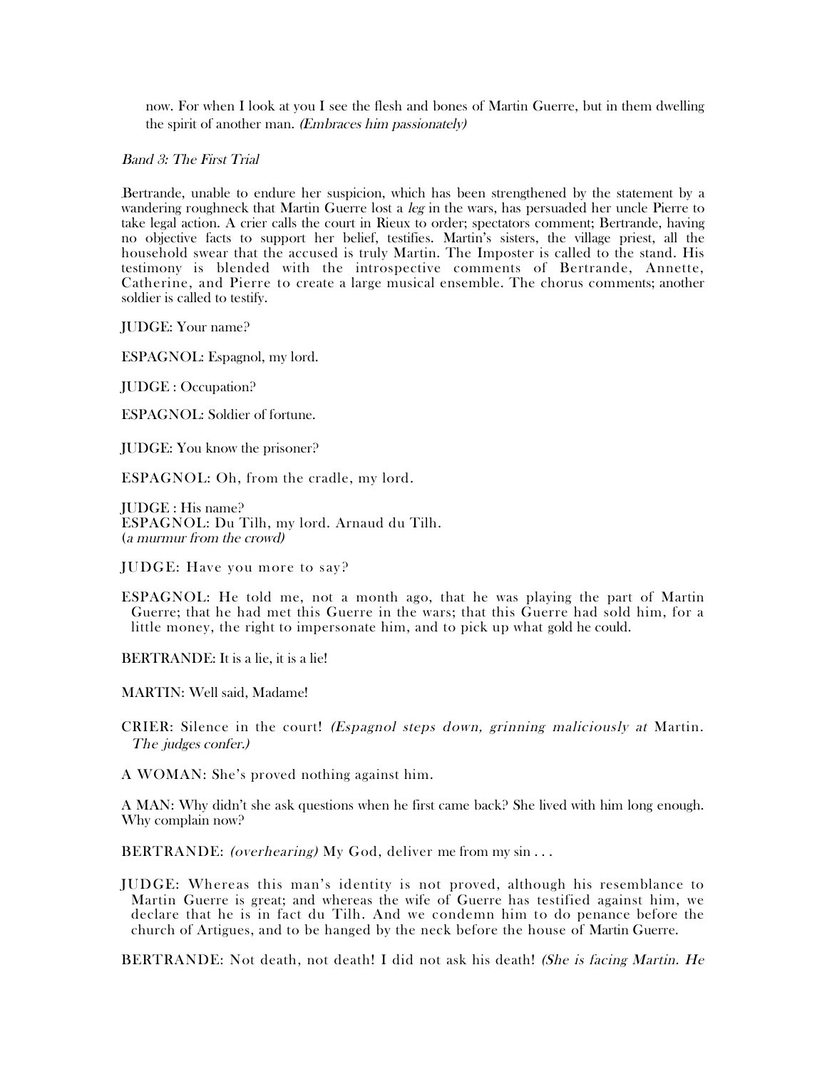now. For when I look at you I see the flesh and bones of Martin Guerre, but in them dwelling the spirit of another man. *(Embraces him passionately)*

*Band 3: The First Trial*

Bertrande, unable to endure her suspicion, which has been strengthened by the statement by a wandering roughneck that Martin Guerre lost a *leg* in the wars, has persuaded her uncle Pierre to take legal action. A crier calls the court in Rieux to order; spectators comment; Bertrande, having no objective facts to support her belief, testifies. Martin's sisters, the village priest, all the household swear that the accused is truly Martin. The Imposter is called to the stand. His testimony is blended with the introspective comments of Bertrande, Annette, Catherine, and Pierre to create a large musical ensemble. The chorus comments; another soldier is called to testify.

JUDGE: Your name?

ESPAGNOL: Espagnol, my lord.

JUDGE : Occupation?

ESPAGNOL: Soldier of fortune.

JUDGE: You know the prisoner?

ESPAGNOL: Oh, from the cradle, my lord.

JUDGE : His name?
ESPAGNOL: Du Tilh, my lord. Arnaud du Tilh.
(*a murmur from the crowd)*

JUDGE: Have you more to say?

ESPAGNOL: He told me, not a month ago, that he was playing the part of Martin Guerre; that he had met this Guerre in the wars; that this Guerre had sold him, for a little money, the right to impersonate him, and to pick up what gold he could.

BERTRANDE: It is a lie, it is a lie!

MARTIN: Well said, Madame!

CRIER: Silence in the court! *(Espagnol steps down, grinning maliciously at* Martin. *The judges confer.)*

A WOMAN: She's proved nothing against him.

A MAN: Why didn't she ask questions when he first came back? She lived with him long enough. Why complain now?

BERTRANDE: *(overhearing)* My God, deliver me from my sin . . .

JUDGE: Whereas this man's identity is not proved, although his resemblance to Martin Guerre is great; and whereas the wife of Guerre has testified against him, we declare that he is in fact du Tilh. And we condemn him to do penance before the church of Artigues, and to be hanged by the neck before the house of Martin Guerre.

BERTRANDE: Not death, not death! I did not ask his death! *(She is facing Martin. He*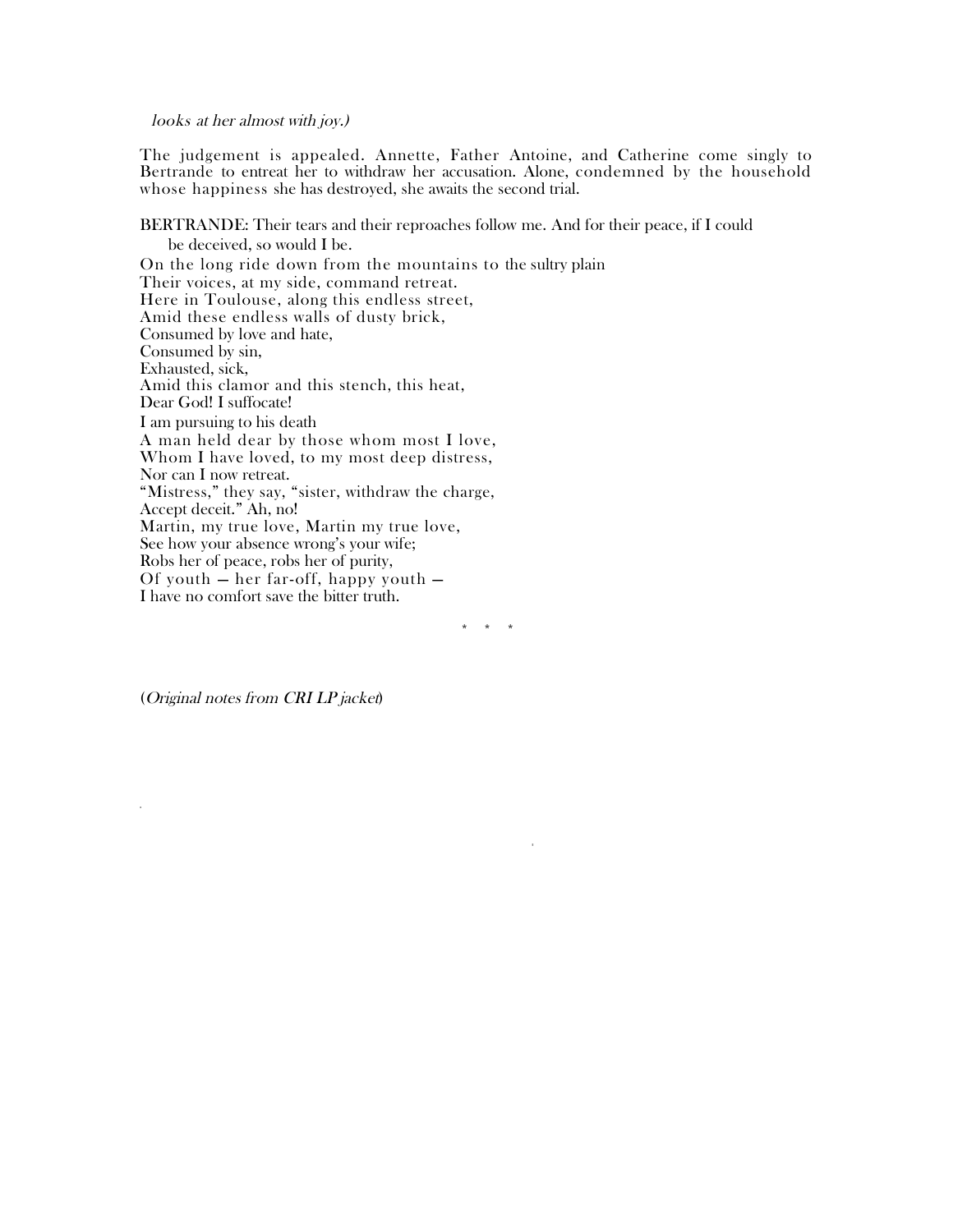*looks at her almost with joy.)*

The judgement is appealed. Annette, Father Antoine, and Catherine come singly to Bertrande to entreat her to withdraw her accusation. Alone, condemned by the household whose happiness she has destroyed, she awaits the second trial.

BERTRANDE: Their tears and their reproaches follow me. And for their peace, if I could be deceived, so would I be.

On the long ride down from the mountains to the sultry plain  
Their voices, at my side, command retreat.  
Here in Toulouse, along this endless street,  
Amid these endless walls of dusty brick,  
Consumed by love and hate,  
Consumed by sin,  
Exhausted, sick,  
Amid this clamor and this stench, this heat,  
Dear God! I suffocate!  
I am pursuing to his death  
A man held dear by those whom most I love,  
Whom I have loved, to my most deep distress,  
Nor can I now retreat.  
"Mistress," they say, "sister, withdraw the charge,  
Accept deceit." Ah, no!  
Martin, my true love, Martin my true love,  
See how your absence wrong's your wife;  
Robs her of peace, robs her of purity,  
Of youth — her far-off, happy youth —  
I have no comfort save the bitter truth.

\* \* \*

(*Original notes from CRI LP jacket*)